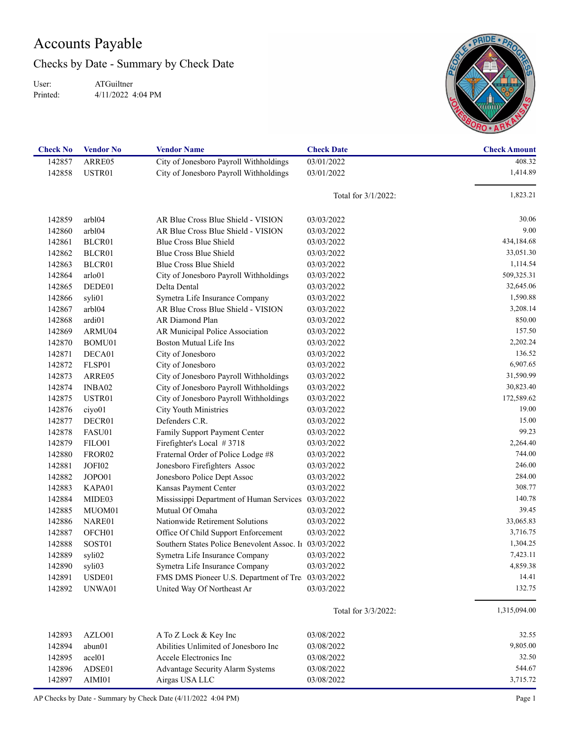# Accounts Payable

## Checks by Date - Summary by Check Date

User: ATGuiltner
Printed: 4/11/2022 4:04 PM

| Check No | Vendor No | Vendor Name | Check Date | Check Amount |
|---|---|---|---|---|
| 142857 | ARRE05 | City of Jonesboro Payroll Withholdings | 03/01/2022 | 408.32 |
| 142858 | USTR01 | City of Jonesboro Payroll Withholdings | 03/01/2022 | 1,414.89 |
| | | | Total for 3/1/2022: | 1,823.21 |
| 142859 | arbl04 | AR Blue Cross Blue Shield - VISION | 03/03/2022 | 30.06 |
| 142860 | arbl04 | AR Blue Cross Blue Shield - VISION | 03/03/2022 | 9.00 |
| 142861 | BLCR01 | Blue Cross Blue Shield | 03/03/2022 | 434,184.68 |
| 142862 | BLCR01 | Blue Cross Blue Shield | 03/03/2022 | 33,051.30 |
| 142863 | BLCR01 | Blue Cross Blue Shield | 03/03/2022 | 1,114.54 |
| 142864 | arlo01 | City of Jonesboro Payroll Withholdings | 03/03/2022 | 509,325.31 |
| 142865 | DEDE01 | Delta Dental | 03/03/2022 | 32,645.06 |
| 142866 | syli01 | Symetra Life Insurance Company | 03/03/2022 | 1,590.88 |
| 142867 | arbl04 | AR Blue Cross Blue Shield - VISION | 03/03/2022 | 3,208.14 |
| 142868 | ardi01 | AR Diamond Plan | 03/03/2022 | 850.00 |
| 142869 | ARMU04 | AR Municipal Police Association | 03/03/2022 | 157.50 |
| 142870 | BOMU01 | Boston Mutual Life Ins | 03/03/2022 | 2,202.24 |
| 142871 | DECA01 | City of Jonesboro | 03/03/2022 | 136.52 |
| 142872 | FLSP01 | City of Jonesboro | 03/03/2022 | 6,907.65 |
| 142873 | ARRE05 | City of Jonesboro Payroll Withholdings | 03/03/2022 | 31,590.99 |
| 142874 | INBA02 | City of Jonesboro Payroll Withholdings | 03/03/2022 | 30,823.40 |
| 142875 | USTR01 | City of Jonesboro Payroll Withholdings | 03/03/2022 | 172,589.62 |
| 142876 | ciyo01 | City Youth Ministries | 03/03/2022 | 19.00 |
| 142877 | DECR01 | Defenders C.R. | 03/03/2022 | 15.00 |
| 142878 | FASU01 | Family Support Payment Center | 03/03/2022 | 99.23 |
| 142879 | FILO01 | Firefighter's Local # 3718 | 03/03/2022 | 2,264.40 |
| 142880 | FROR02 | Fraternal Order of Police Lodge #8 | 03/03/2022 | 744.00 |
| 142881 | JOFI02 | Jonesboro Firefighters Assoc | 03/03/2022 | 246.00 |
| 142882 | JOPO01 | Jonesboro Police Dept Assoc | 03/03/2022 | 284.00 |
| 142883 | KAPA01 | Kansas Payment Center | 03/03/2022 | 308.77 |
| 142884 | MIDE03 | Mississippi Department of Human Services | 03/03/2022 | 140.78 |
| 142885 | MUOM01 | Mutual Of Omaha | 03/03/2022 | 39.45 |
| 142886 | NARE01 | Nationwide Retirement Solutions | 03/03/2022 | 33,065.83 |
| 142887 | OFCH01 | Office Of Child Support Enforcement | 03/03/2022 | 3,716.75 |
| 142888 | SOST01 | Southern States Police Benevolent Assoc. In | 03/03/2022 | 1,304.25 |
| 142889 | syli02 | Symetra Life Insurance Company | 03/03/2022 | 7,423.11 |
| 142890 | syli03 | Symetra Life Insurance Company | 03/03/2022 | 4,859.38 |
| 142891 | USDE01 | FMS DMS Pioneer U.S. Department of Tre | 03/03/2022 | 14.41 |
| 142892 | UNWA01 | United Way Of Northeast Ar | 03/03/2022 | 132.75 |
| | | | Total for 3/3/2022: | 1,315,094.00 |
| 142893 | AZLO01 | A To Z Lock & Key Inc | 03/08/2022 | 32.55 |
| 142894 | abun01 | Abilities Unlimited of Jonesboro Inc | 03/08/2022 | 9,805.00 |
| 142895 | acel01 | Accele Electronics Inc | 03/08/2022 | 32.50 |
| 142896 | ADSE01 | Advantage Security Alarm Systems | 03/08/2022 | 544.67 |
| 142897 | AIMI01 | Airgas USA LLC | 03/08/2022 | 3,715.72 |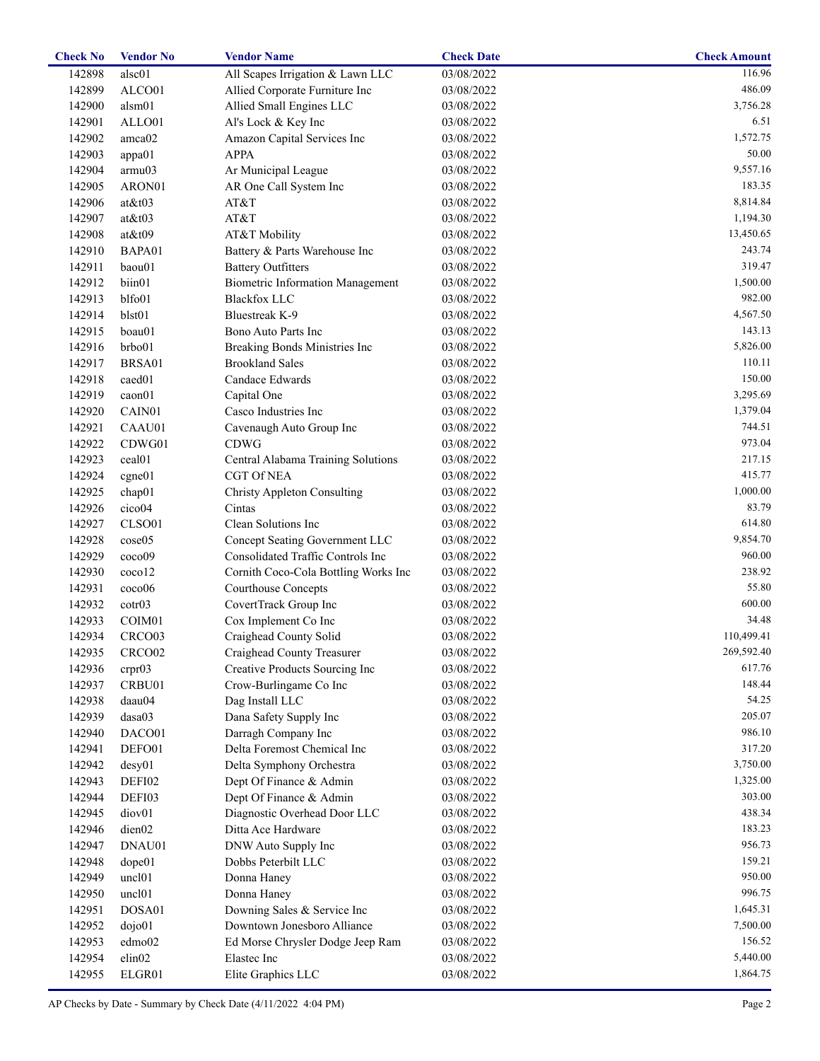| Check No | Vendor No | Vendor Name | Check Date | Check Amount |
|---|---|---|---|---|
| 142898 | alsc01 | All Scapes Irrigation & Lawn LLC | 03/08/2022 | 116.96 |
| 142899 | ALCO01 | Allied Corporate Furniture Inc | 03/08/2022 | 486.09 |
| 142900 | alsm01 | Allied Small Engines LLC | 03/08/2022 | 3,756.28 |
| 142901 | ALLO01 | Al's Lock & Key Inc | 03/08/2022 | 6.51 |
| 142902 | amca02 | Amazon Capital Services Inc | 03/08/2022 | 1,572.75 |
| 142903 | appa01 | APPA | 03/08/2022 | 50.00 |
| 142904 | armu03 | Ar Municipal League | 03/08/2022 | 9,557.16 |
| 142905 | ARON01 | AR One Call System Inc | 03/08/2022 | 183.35 |
| 142906 | at&t03 | AT&T | 03/08/2022 | 8,814.84 |
| 142907 | at&t03 | AT&T | 03/08/2022 | 1,194.30 |
| 142908 | at&t09 | AT&T Mobility | 03/08/2022 | 13,450.65 |
| 142910 | BAPA01 | Battery & Parts Warehouse Inc | 03/08/2022 | 243.74 |
| 142911 | baou01 | Battery Outfitters | 03/08/2022 | 319.47 |
| 142912 | biin01 | Biometric Information Management | 03/08/2022 | 1,500.00 |
| 142913 | blfo01 | Blackfox LLC | 03/08/2022 | 982.00 |
| 142914 | blst01 | Bluestreak K-9 | 03/08/2022 | 4,567.50 |
| 142915 | boau01 | Bono Auto Parts Inc | 03/08/2022 | 143.13 |
| 142916 | brbo01 | Breaking Bonds Ministries Inc | 03/08/2022 | 5,826.00 |
| 142917 | BRSA01 | Brookland Sales | 03/08/2022 | 110.11 |
| 142918 | caed01 | Candace Edwards | 03/08/2022 | 150.00 |
| 142919 | caon01 | Capital One | 03/08/2022 | 3,295.69 |
| 142920 | CAIN01 | Casco Industries Inc | 03/08/2022 | 1,379.04 |
| 142921 | CAAU01 | Cavenaugh Auto Group Inc | 03/08/2022 | 744.51 |
| 142922 | CDWG01 | CDWG | 03/08/2022 | 973.04 |
| 142923 | ceal01 | Central Alabama Training Solutions | 03/08/2022 | 217.15 |
| 142924 | cgne01 | CGT Of NEA | 03/08/2022 | 415.77 |
| 142925 | chap01 | Christy Appleton Consulting | 03/08/2022 | 1,000.00 |
| 142926 | cico04 | Cintas | 03/08/2022 | 83.79 |
| 142927 | CLSO01 | Clean Solutions Inc | 03/08/2022 | 614.80 |
| 142928 | cose05 | Concept Seating Government LLC | 03/08/2022 | 9,854.70 |
| 142929 | coco09 | Consolidated Traffic Controls Inc | 03/08/2022 | 960.00 |
| 142930 | coco12 | Cornith Coco-Cola Bottling Works Inc | 03/08/2022 | 238.92 |
| 142931 | coco06 | Courthouse Concepts | 03/08/2022 | 55.80 |
| 142932 | cotr03 | CovertTrack Group Inc | 03/08/2022 | 600.00 |
| 142933 | COIM01 | Cox Implement Co Inc | 03/08/2022 | 34.48 |
| 142934 | CRCO03 | Craighead County Solid | 03/08/2022 | 110,499.41 |
| 142935 | CRCO02 | Craighead County Treasurer | 03/08/2022 | 269,592.40 |
| 142936 | crpr03 | Creative Products Sourcing Inc | 03/08/2022 | 617.76 |
| 142937 | CRBU01 | Crow-Burlingame Co Inc | 03/08/2022 | 148.44 |
| 142938 | daau04 | Dag Install LLC | 03/08/2022 | 54.25 |
| 142939 | dasa03 | Dana Safety Supply Inc | 03/08/2022 | 205.07 |
| 142940 | DACO01 | Darragh Company Inc | 03/08/2022 | 986.10 |
| 142941 | DEFO01 | Delta Foremost Chemical Inc | 03/08/2022 | 317.20 |
| 142942 | desy01 | Delta Symphony Orchestra | 03/08/2022 | 3,750.00 |
| 142943 | DEFI02 | Dept Of Finance & Admin | 03/08/2022 | 1,325.00 |
| 142944 | DEFI03 | Dept Of Finance & Admin | 03/08/2022 | 303.00 |
| 142945 | diov01 | Diagnostic Overhead Door LLC | 03/08/2022 | 438.34 |
| 142946 | dien02 | Ditta Ace Hardware | 03/08/2022 | 183.23 |
| 142947 | DNAU01 | DNW Auto Supply Inc | 03/08/2022 | 956.73 |
| 142948 | dope01 | Dobbs Peterbilt LLC | 03/08/2022 | 159.21 |
| 142949 | uncl01 | Donna Haney | 03/08/2022 | 950.00 |
| 142950 | uncl01 | Donna Haney | 03/08/2022 | 996.75 |
| 142951 | DOSA01 | Downing Sales & Service Inc | 03/08/2022 | 1,645.31 |
| 142952 | dojo01 | Downtown Jonesboro Alliance | 03/08/2022 | 7,500.00 |
| 142953 | edmo02 | Ed Morse Chrysler Dodge Jeep Ram | 03/08/2022 | 156.52 |
| 142954 | elin02 | Elastec Inc | 03/08/2022 | 5,440.00 |
| 142955 | ELGR01 | Elite Graphics LLC | 03/08/2022 | 1,864.75 |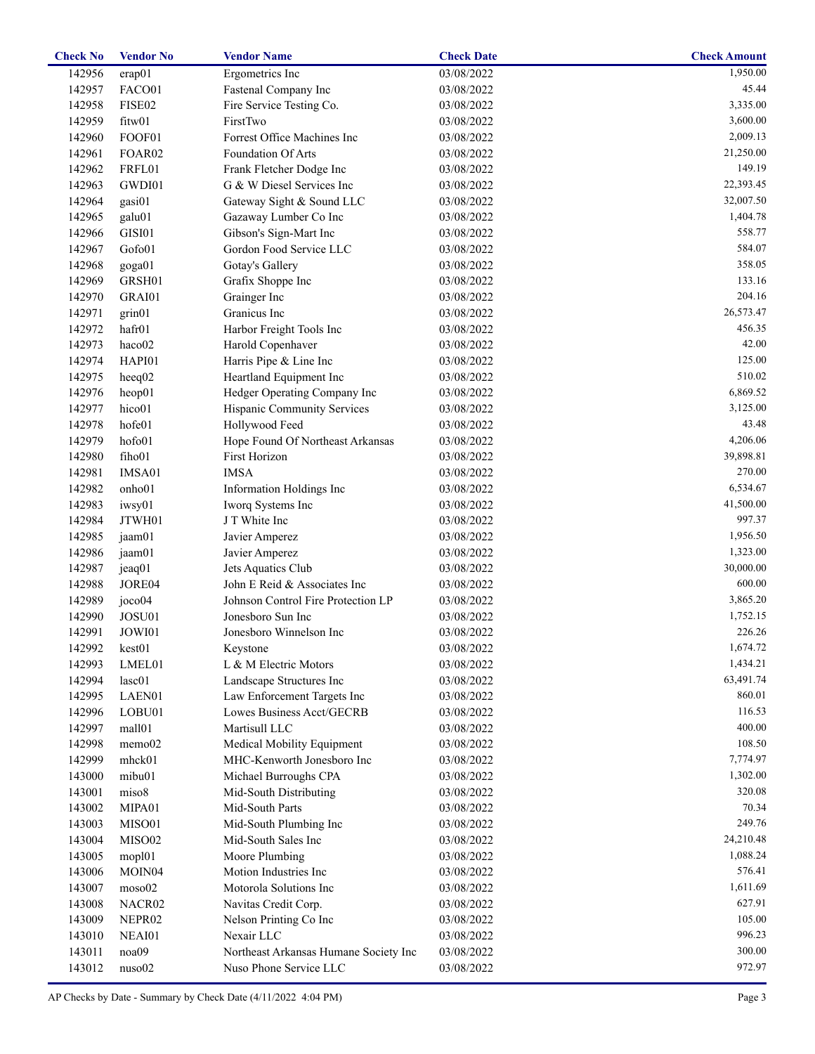| Check No | Vendor No | Vendor Name | Check Date | Check Amount |
|---|---|---|---|---|
| 142956 | erap01 | Ergometrics Inc | 03/08/2022 | 1,950.00 |
| 142957 | FACO01 | Fastenal Company Inc | 03/08/2022 | 45.44 |
| 142958 | FISE02 | Fire Service Testing Co. | 03/08/2022 | 3,335.00 |
| 142959 | fitw01 | FirstTwo | 03/08/2022 | 3,600.00 |
| 142960 | FOOF01 | Forrest Office Machines Inc | 03/08/2022 | 2,009.13 |
| 142961 | FOAR02 | Foundation Of Arts | 03/08/2022 | 21,250.00 |
| 142962 | FRFL01 | Frank Fletcher Dodge Inc | 03/08/2022 | 149.19 |
| 142963 | GWDI01 | G & W Diesel Services Inc | 03/08/2022 | 22,393.45 |
| 142964 | gasi01 | Gateway Sight & Sound LLC | 03/08/2022 | 32,007.50 |
| 142965 | galu01 | Gazaway Lumber Co Inc | 03/08/2022 | 1,404.78 |
| 142966 | GISI01 | Gibson's Sign-Mart Inc | 03/08/2022 | 558.77 |
| 142967 | Gofo01 | Gordon Food Service LLC | 03/08/2022 | 584.07 |
| 142968 | goga01 | Gotay's Gallery | 03/08/2022 | 358.05 |
| 142969 | GRSH01 | Grafix Shoppe Inc | 03/08/2022 | 133.16 |
| 142970 | GRAI01 | Grainger Inc | 03/08/2022 | 204.16 |
| 142971 | grin01 | Granicus Inc | 03/08/2022 | 26,573.47 |
| 142972 | hafr01 | Harbor Freight Tools Inc | 03/08/2022 | 456.35 |
| 142973 | haco02 | Harold Copenhaver | 03/08/2022 | 42.00 |
| 142974 | HAPI01 | Harris Pipe & Line Inc | 03/08/2022 | 125.00 |
| 142975 | heeq02 | Heartland Equipment Inc | 03/08/2022 | 510.02 |
| 142976 | heop01 | Hedger Operating Company Inc | 03/08/2022 | 6,869.52 |
| 142977 | hico01 | Hispanic Community Services | 03/08/2022 | 3,125.00 |
| 142978 | hofe01 | Hollywood Feed | 03/08/2022 | 43.48 |
| 142979 | hofo01 | Hope Found Of Northeast Arkansas | 03/08/2022 | 4,206.06 |
| 142980 | fiho01 | First Horizon | 03/08/2022 | 39,898.81 |
| 142981 | IMSA01 | IMSA | 03/08/2022 | 270.00 |
| 142982 | onho01 | Information Holdings Inc | 03/08/2022 | 6,534.67 |
| 142983 | iwsy01 | Iworq Systems Inc | 03/08/2022 | 41,500.00 |
| 142984 | JTWH01 | J T White Inc | 03/08/2022 | 997.37 |
| 142985 | jaam01 | Javier Amperez | 03/08/2022 | 1,956.50 |
| 142986 | jaam01 | Javier Amperez | 03/08/2022 | 1,323.00 |
| 142987 | jeaq01 | Jets Aquatics Club | 03/08/2022 | 30,000.00 |
| 142988 | JORE04 | John E Reid & Associates Inc | 03/08/2022 | 600.00 |
| 142989 | joco04 | Johnson Control Fire Protection LP | 03/08/2022 | 3,865.20 |
| 142990 | JOSU01 | Jonesboro Sun Inc | 03/08/2022 | 1,752.15 |
| 142991 | JOWI01 | Jonesboro Winnelson Inc | 03/08/2022 | 226.26 |
| 142992 | kest01 | Keystone | 03/08/2022 | 1,674.72 |
| 142993 | LMEL01 | L & M Electric Motors | 03/08/2022 | 1,434.21 |
| 142994 | lasc01 | Landscape Structures Inc | 03/08/2022 | 63,491.74 |
| 142995 | LAEN01 | Law Enforcement Targets Inc | 03/08/2022 | 860.01 |
| 142996 | LOBU01 | Lowes Business Acct/GECRB | 03/08/2022 | 116.53 |
| 142997 | mall01 | Martisull LLC | 03/08/2022 | 400.00 |
| 142998 | memo02 | Medical Mobility Equipment | 03/08/2022 | 108.50 |
| 142999 | mhck01 | MHC-Kenworth Jonesboro Inc | 03/08/2022 | 7,774.97 |
| 143000 | mibu01 | Michael Burroughs CPA | 03/08/2022 | 1,302.00 |
| 143001 | miso8 | Mid-South Distributing | 03/08/2022 | 320.08 |
| 143002 | MIPA01 | Mid-South Parts | 03/08/2022 | 70.34 |
| 143003 | MISO01 | Mid-South Plumbing Inc | 03/08/2022 | 249.76 |
| 143004 | MISO02 | Mid-South Sales Inc | 03/08/2022 | 24,210.48 |
| 143005 | mopl01 | Moore Plumbing | 03/08/2022 | 1,088.24 |
| 143006 | MOIN04 | Motion Industries Inc | 03/08/2022 | 576.41 |
| 143007 | moso02 | Motorola Solutions Inc | 03/08/2022 | 1,611.69 |
| 143008 | NACR02 | Navitas Credit Corp. | 03/08/2022 | 627.91 |
| 143009 | NEPR02 | Nelson Printing Co Inc | 03/08/2022 | 105.00 |
| 143010 | NEAI01 | Nexair LLC | 03/08/2022 | 996.23 |
| 143011 | noa09 | Northeast Arkansas Humane Society Inc | 03/08/2022 | 300.00 |
| 143012 | nuso02 | Nuso Phone Service LLC | 03/08/2022 | 972.97 |

AP Checks by Date - Summary by Check Date (4/11/2022 4:04 PM)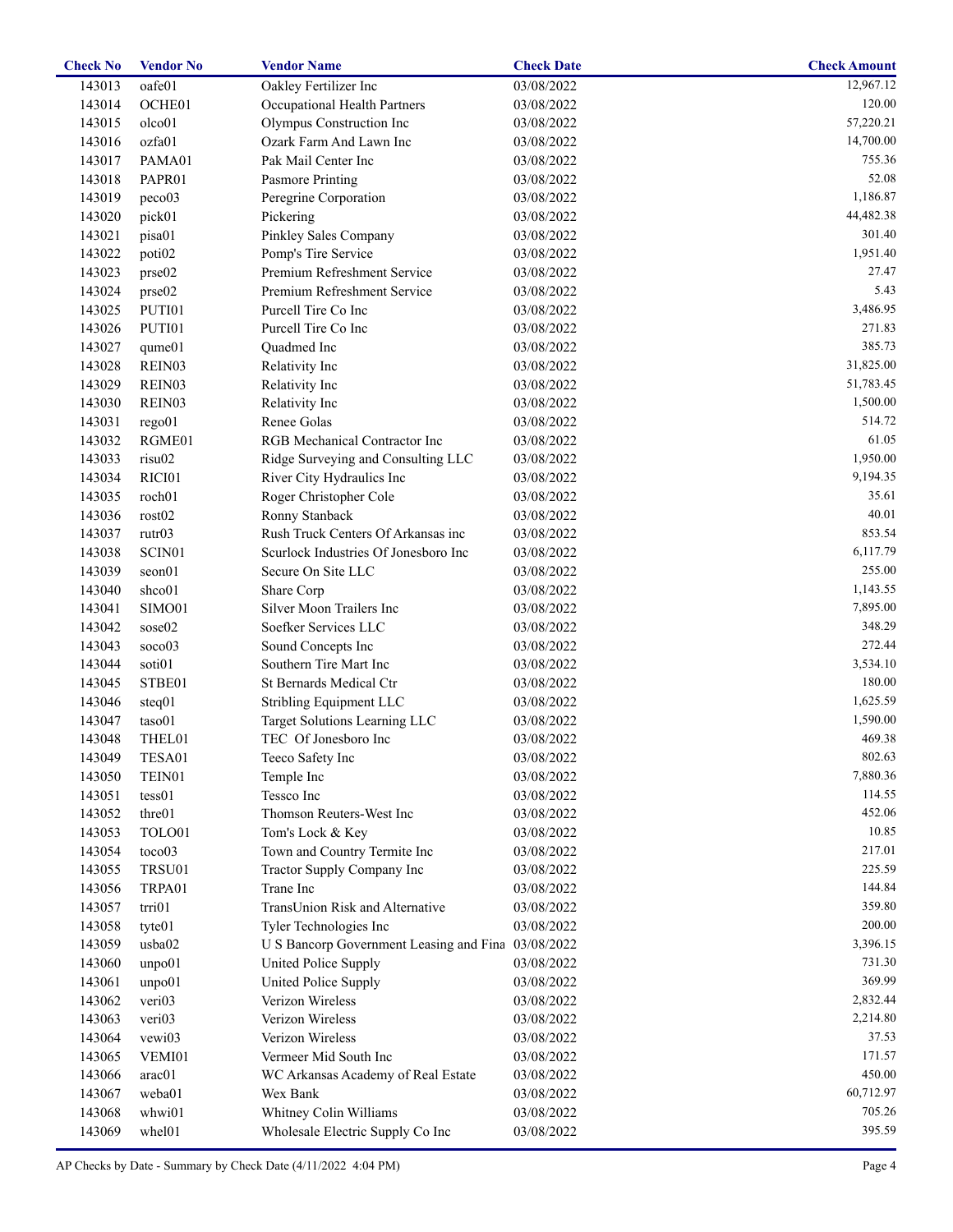| Check No | Vendor No | Vendor Name | Check Date | Check Amount |
|---|---|---|---|---|
| 143013 | oafe01 | Oakley Fertilizer Inc | 03/08/2022 | 12,967.12 |
| 143014 | OCHE01 | Occupational Health Partners | 03/08/2022 | 120.00 |
| 143015 | olco01 | Olympus Construction Inc | 03/08/2022 | 57,220.21 |
| 143016 | ozfa01 | Ozark Farm And Lawn Inc | 03/08/2022 | 14,700.00 |
| 143017 | PAMA01 | Pak Mail Center Inc | 03/08/2022 | 755.36 |
| 143018 | PAPR01 | Pasmore Printing | 03/08/2022 | 52.08 |
| 143019 | peco03 | Peregrine Corporation | 03/08/2022 | 1,186.87 |
| 143020 | pick01 | Pickering | 03/08/2022 | 44,482.38 |
| 143021 | pisa01 | Pinkley Sales Company | 03/08/2022 | 301.40 |
| 143022 | poti02 | Pomp's Tire Service | 03/08/2022 | 1,951.40 |
| 143023 | prse02 | Premium Refreshment Service | 03/08/2022 | 27.47 |
| 143024 | prse02 | Premium Refreshment Service | 03/08/2022 | 5.43 |
| 143025 | PUTI01 | Purcell Tire Co Inc | 03/08/2022 | 3,486.95 |
| 143026 | PUTI01 | Purcell Tire Co Inc | 03/08/2022 | 271.83 |
| 143027 | qume01 | Quadmed Inc | 03/08/2022 | 385.73 |
| 143028 | REIN03 | Relativity Inc | 03/08/2022 | 31,825.00 |
| 143029 | REIN03 | Relativity Inc | 03/08/2022 | 51,783.45 |
| 143030 | REIN03 | Relativity Inc | 03/08/2022 | 1,500.00 |
| 143031 | rego01 | Renee Golas | 03/08/2022 | 514.72 |
| 143032 | RGME01 | RGB Mechanical Contractor Inc | 03/08/2022 | 61.05 |
| 143033 | risu02 | Ridge Surveying and Consulting LLC | 03/08/2022 | 1,950.00 |
| 143034 | RICI01 | River City Hydraulics Inc | 03/08/2022 | 9,194.35 |
| 143035 | roch01 | Roger Christopher Cole | 03/08/2022 | 35.61 |
| 143036 | rost02 | Ronny Stanback | 03/08/2022 | 40.01 |
| 143037 | rutr03 | Rush Truck Centers Of Arkansas inc | 03/08/2022 | 853.54 |
| 143038 | SCIN01 | Scurlock Industries Of Jonesboro Inc | 03/08/2022 | 6,117.79 |
| 143039 | seon01 | Secure On Site LLC | 03/08/2022 | 255.00 |
| 143040 | shco01 | Share Corp | 03/08/2022 | 1,143.55 |
| 143041 | SIMO01 | Silver Moon Trailers Inc | 03/08/2022 | 7,895.00 |
| 143042 | sose02 | Soefker Services LLC | 03/08/2022 | 348.29 |
| 143043 | soco03 | Sound Concepts Inc | 03/08/2022 | 272.44 |
| 143044 | soti01 | Southern Tire Mart Inc | 03/08/2022 | 3,534.10 |
| 143045 | STBE01 | St Bernards Medical Ctr | 03/08/2022 | 180.00 |
| 143046 | steq01 | Stribling Equipment LLC | 03/08/2022 | 1,625.59 |
| 143047 | taso01 | Target Solutions Learning LLC | 03/08/2022 | 1,590.00 |
| 143048 | THEL01 | TEC Of Jonesboro Inc | 03/08/2022 | 469.38 |
| 143049 | TESA01 | Teeco Safety Inc | 03/08/2022 | 802.63 |
| 143050 | TEIN01 | Temple Inc | 03/08/2022 | 7,880.36 |
| 143051 | tess01 | Tessco Inc | 03/08/2022 | 114.55 |
| 143052 | thre01 | Thomson Reuters-West Inc | 03/08/2022 | 452.06 |
| 143053 | TOLO01 | Tom's Lock & Key | 03/08/2022 | 10.85 |
| 143054 | toco03 | Town and Country Termite Inc | 03/08/2022 | 217.01 |
| 143055 | TRSU01 | Tractor Supply Company Inc | 03/08/2022 | 225.59 |
| 143056 | TRPA01 | Trane Inc | 03/08/2022 | 144.84 |
| 143057 | trri01 | TransUnion Risk and Alternative | 03/08/2022 | 359.80 |
| 143058 | tyte01 | Tyler Technologies Inc | 03/08/2022 | 200.00 |
| 143059 | usba02 | U S Bancorp Government Leasing and Fina | 03/08/2022 | 3,396.15 |
| 143060 | unpo01 | United Police Supply | 03/08/2022 | 731.30 |
| 143061 | unpo01 | United Police Supply | 03/08/2022 | 369.99 |
| 143062 | veri03 | Verizon Wireless | 03/08/2022 | 2,832.44 |
| 143063 | veri03 | Verizon Wireless | 03/08/2022 | 2,214.80 |
| 143064 | vewi03 | Verizon Wireless | 03/08/2022 | 37.53 |
| 143065 | VEMI01 | Vermeer Mid South Inc | 03/08/2022 | 171.57 |
| 143066 | arac01 | WC Arkansas Academy of Real Estate | 03/08/2022 | 450.00 |
| 143067 | weba01 | Wex Bank | 03/08/2022 | 60,712.97 |
| 143068 | whwi01 | Whitney Colin Williams | 03/08/2022 | 705.26 |
| 143069 | whel01 | Wholesale Electric Supply Co Inc | 03/08/2022 | 395.59 |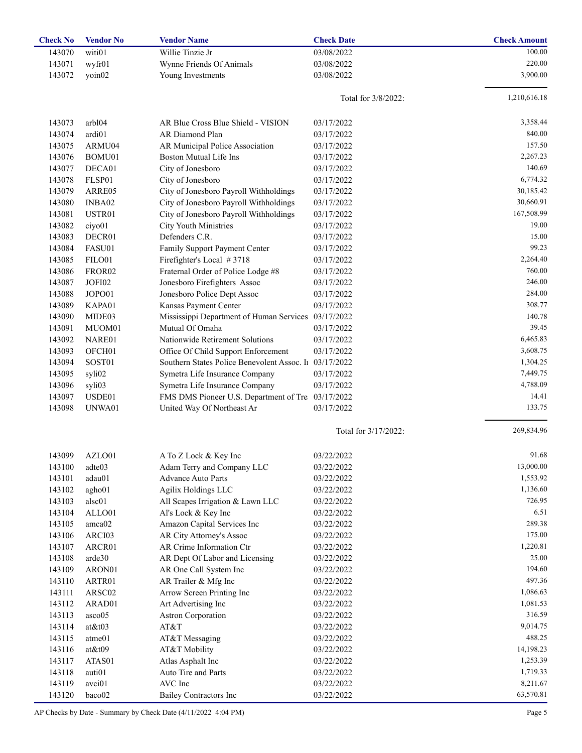| Check No | Vendor No | Vendor Name | Check Date | Check Amount |
|---|---|---|---|---|
| 143070 | witi01 | Willie Tinzie Jr | 03/08/2022 | 100.00 |
| 143071 | wyfr01 | Wynne Friends Of Animals | 03/08/2022 | 220.00 |
| 143072 | yoin02 | Young Investments | 03/08/2022 | 3,900.00 |
| | | | Total for 3/8/2022: | 1,210,616.18 |
| 143073 | arbl04 | AR Blue Cross Blue Shield - VISION | 03/17/2022 | 3,358.44 |
| 143074 | ardi01 | AR Diamond Plan | 03/17/2022 | 840.00 |
| 143075 | ARMU04 | AR Municipal Police Association | 03/17/2022 | 157.50 |
| 143076 | BOMU01 | Boston Mutual Life Ins | 03/17/2022 | 2,267.23 |
| 143077 | DECA01 | City of Jonesboro | 03/17/2022 | 140.69 |
| 143078 | FLSP01 | City of Jonesboro | 03/17/2022 | 6,774.32 |
| 143079 | ARRE05 | City of Jonesboro Payroll Withholdings | 03/17/2022 | 30,185.42 |
| 143080 | INBA02 | City of Jonesboro Payroll Withholdings | 03/17/2022 | 30,660.91 |
| 143081 | USTR01 | City of Jonesboro Payroll Withholdings | 03/17/2022 | 167,508.99 |
| 143082 | ciyo01 | City Youth Ministries | 03/17/2022 | 19.00 |
| 143083 | DECR01 | Defenders C.R. | 03/17/2022 | 15.00 |
| 143084 | FASU01 | Family Support Payment Center | 03/17/2022 | 99.23 |
| 143085 | FILO01 | Firefighter's Local # 3718 | 03/17/2022 | 2,264.40 |
| 143086 | FROR02 | Fraternal Order of Police Lodge #8 | 03/17/2022 | 760.00 |
| 143087 | JOFI02 | Jonesboro Firefighters Assoc | 03/17/2022 | 246.00 |
| 143088 | JOPO01 | Jonesboro Police Dept Assoc | 03/17/2022 | 284.00 |
| 143089 | KAPA01 | Kansas Payment Center | 03/17/2022 | 308.77 |
| 143090 | MIDE03 | Mississippi Department of Human Services | 03/17/2022 | 140.78 |
| 143091 | MUOM01 | Mutual Of Omaha | 03/17/2022 | 39.45 |
| 143092 | NARE01 | Nationwide Retirement Solutions | 03/17/2022 | 6,465.83 |
| 143093 | OFCH01 | Office Of Child Support Enforcement | 03/17/2022 | 3,608.75 |
| 143094 | SOST01 | Southern States Police Benevolent Assoc. In | 03/17/2022 | 1,304.25 |
| 143095 | syli02 | Symetra Life Insurance Company | 03/17/2022 | 7,449.75 |
| 143096 | syli03 | Symetra Life Insurance Company | 03/17/2022 | 4,788.09 |
| 143097 | USDE01 | FMS DMS Pioneer U.S. Department of Tre | 03/17/2022 | 14.41 |
| 143098 | UNWA01 | United Way Of Northeast Ar | 03/17/2022 | 133.75 |
| | | | Total for 3/17/2022: | 269,834.96 |
| 143099 | AZLO01 | A To Z Lock & Key Inc | 03/22/2022 | 91.68 |
| 143100 | adte03 | Adam Terry and Company LLC | 03/22/2022 | 13,000.00 |
| 143101 | adau01 | Advance Auto Parts | 03/22/2022 | 1,553.92 |
| 143102 | agho01 | Agilix Holdings LLC | 03/22/2022 | 1,136.60 |
| 143103 | alsc01 | All Scapes Irrigation & Lawn LLC | 03/22/2022 | 726.95 |
| 143104 | ALLO01 | Al's Lock & Key Inc | 03/22/2022 | 6.51 |
| 143105 | amca02 | Amazon Capital Services Inc | 03/22/2022 | 289.38 |
| 143106 | ARCI03 | AR City Attorney's Assoc | 03/22/2022 | 175.00 |
| 143107 | ARCR01 | AR Crime Information Ctr | 03/22/2022 | 1,220.81 |
| 143108 | arde30 | AR Dept Of Labor and Licensing | 03/22/2022 | 25.00 |
| 143109 | ARON01 | AR One Call System Inc | 03/22/2022 | 194.60 |
| 143110 | ARTR01 | AR Trailer & Mfg Inc | 03/22/2022 | 497.36 |
| 143111 | ARSC02 | Arrow Screen Printing Inc | 03/22/2022 | 1,086.63 |
| 143112 | ARAD01 | Art Advertising Inc | 03/22/2022 | 1,081.53 |
| 143113 | asco05 | Astron Corporation | 03/22/2022 | 316.59 |
| 143114 | at&t03 | AT&T | 03/22/2022 | 9,014.75 |
| 143115 | atme01 | AT&T Messaging | 03/22/2022 | 488.25 |
| 143116 | at&t09 | AT&T Mobility | 03/22/2022 | 14,198.23 |
| 143117 | ATAS01 | Atlas Asphalt Inc | 03/22/2022 | 1,253.39 |
| 143118 | auti01 | Auto Tire and Parts | 03/22/2022 | 1,719.33 |
| 143119 | avci01 | AVC Inc | 03/22/2022 | 8,211.67 |
| 143120 | baco02 | Bailey Contractors Inc | 03/22/2022 | 63,570.81 |

AP Checks by Date - Summary by Check Date (4/11/2022 4:04 PM)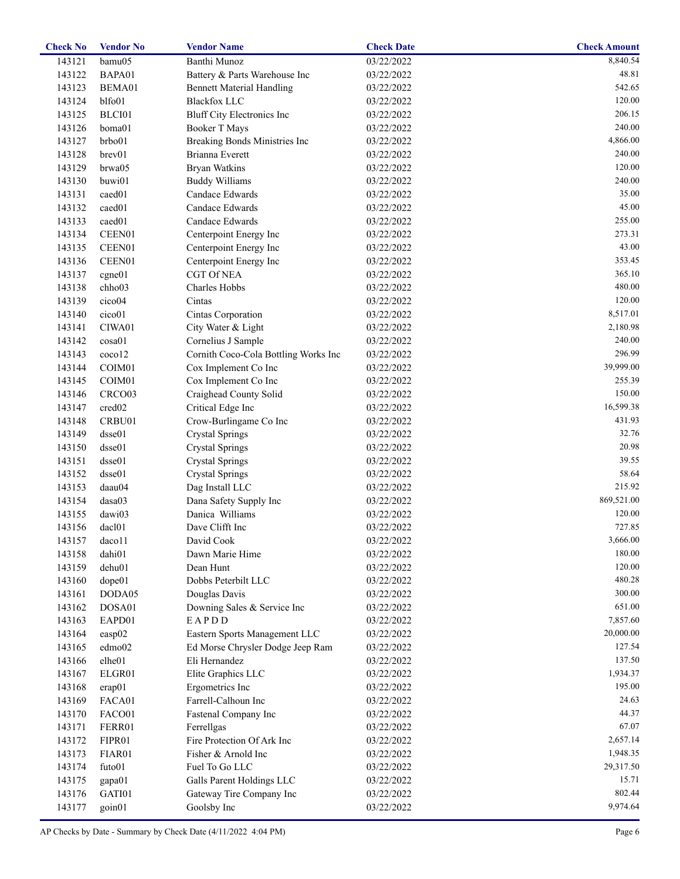| Check No | Vendor No | Vendor Name | Check Date | Check Amount |
|---|---|---|---|---|
| 143121 | bamu05 | Banthi Munoz | 03/22/2022 | 8,840.54 |
| 143122 | BAPA01 | Battery & Parts Warehouse Inc | 03/22/2022 | 48.81 |
| 143123 | BEMA01 | Bennett Material Handling | 03/22/2022 | 542.65 |
| 143124 | blfo01 | Blackfox LLC | 03/22/2022 | 120.00 |
| 143125 | BLCI01 | Bluff City Electronics Inc | 03/22/2022 | 206.15 |
| 143126 | boma01 | Booker T Mays | 03/22/2022 | 240.00 |
| 143127 | brbo01 | Breaking Bonds Ministries Inc | 03/22/2022 | 4,866.00 |
| 143128 | brev01 | Brianna Everett | 03/22/2022 | 240.00 |
| 143129 | brwa05 | Bryan Watkins | 03/22/2022 | 120.00 |
| 143130 | buwi01 | Buddy Williams | 03/22/2022 | 240.00 |
| 143131 | caed01 | Candace Edwards | 03/22/2022 | 35.00 |
| 143132 | caed01 | Candace Edwards | 03/22/2022 | 45.00 |
| 143133 | caed01 | Candace Edwards | 03/22/2022 | 255.00 |
| 143134 | CEEN01 | Centerpoint Energy Inc | 03/22/2022 | 273.31 |
| 143135 | CEEN01 | Centerpoint Energy Inc | 03/22/2022 | 43.00 |
| 143136 | CEEN01 | Centerpoint Energy Inc | 03/22/2022 | 353.45 |
| 143137 | cgne01 | CGT Of NEA | 03/22/2022 | 365.10 |
| 143138 | chho03 | Charles Hobbs | 03/22/2022 | 480.00 |
| 143139 | cico04 | Cintas | 03/22/2022 | 120.00 |
| 143140 | cico01 | Cintas Corporation | 03/22/2022 | 8,517.01 |
| 143141 | CIWA01 | City Water & Light | 03/22/2022 | 2,180.98 |
| 143142 | cosa01 | Cornelius J Sample | 03/22/2022 | 240.00 |
| 143143 | coco12 | Cornith Coco-Cola Bottling Works Inc | 03/22/2022 | 296.99 |
| 143144 | COIM01 | Cox Implement Co Inc | 03/22/2022 | 39,999.00 |
| 143145 | COIM01 | Cox Implement Co Inc | 03/22/2022 | 255.39 |
| 143146 | CRCO03 | Craighead County Solid | 03/22/2022 | 150.00 |
| 143147 | cred02 | Critical Edge Inc | 03/22/2022 | 16,599.38 |
| 143148 | CRBU01 | Crow-Burlingame Co Inc | 03/22/2022 | 431.93 |
| 143149 | dsse01 | Crystal Springs | 03/22/2022 | 32.76 |
| 143150 | dsse01 | Crystal Springs | 03/22/2022 | 20.98 |
| 143151 | dsse01 | Crystal Springs | 03/22/2022 | 39.55 |
| 143152 | dsse01 | Crystal Springs | 03/22/2022 | 58.64 |
| 143153 | daau04 | Dag Install LLC | 03/22/2022 | 215.92 |
| 143154 | dasa03 | Dana Safety Supply Inc | 03/22/2022 | 869,521.00 |
| 143155 | dawi03 | Danica Williams | 03/22/2022 | 120.00 |
| 143156 | dacl01 | Dave Clifft Inc | 03/22/2022 | 727.85 |
| 143157 | daco11 | David Cook | 03/22/2022 | 3,666.00 |
| 143158 | dahi01 | Dawn Marie Hime | 03/22/2022 | 180.00 |
| 143159 | dehu01 | Dean Hunt | 03/22/2022 | 120.00 |
| 143160 | dope01 | Dobbs Peterbilt LLC | 03/22/2022 | 480.28 |
| 143161 | DODA05 | Douglas Davis | 03/22/2022 | 300.00 |
| 143162 | DOSA01 | Downing Sales & Service Inc | 03/22/2022 | 651.00 |
| 143163 | EAPD01 | E A P D D | 03/22/2022 | 7,857.60 |
| 143164 | easp02 | Eastern Sports Management LLC | 03/22/2022 | 20,000.00 |
| 143165 | edmo02 | Ed Morse Chrysler Dodge Jeep Ram | 03/22/2022 | 127.54 |
| 143166 | elhe01 | Eli Hernandez | 03/22/2022 | 137.50 |
| 143167 | ELGR01 | Elite Graphics LLC | 03/22/2022 | 1,934.37 |
| 143168 | erap01 | Ergometrics Inc | 03/22/2022 | 195.00 |
| 143169 | FACA01 | Farrell-Calhoun Inc | 03/22/2022 | 24.63 |
| 143170 | FACO01 | Fastenal Company Inc | 03/22/2022 | 44.37 |
| 143171 | FERR01 | Ferrellgas | 03/22/2022 | 67.07 |
| 143172 | FIPR01 | Fire Protection Of Ark Inc | 03/22/2022 | 2,657.14 |
| 143173 | FIAR01 | Fisher & Arnold Inc | 03/22/2022 | 1,948.35 |
| 143174 | futo01 | Fuel To Go LLC | 03/22/2022 | 29,317.50 |
| 143175 | gapa01 | Galls Parent Holdings LLC | 03/22/2022 | 15.71 |
| 143176 | GATI01 | Gateway Tire Company Inc | 03/22/2022 | 802.44 |
| 143177 | goin01 | Goolsby Inc | 03/22/2022 | 9,974.64 |

AP Checks by Date - Summary by Check Date (4/11/2022 4:04 PM)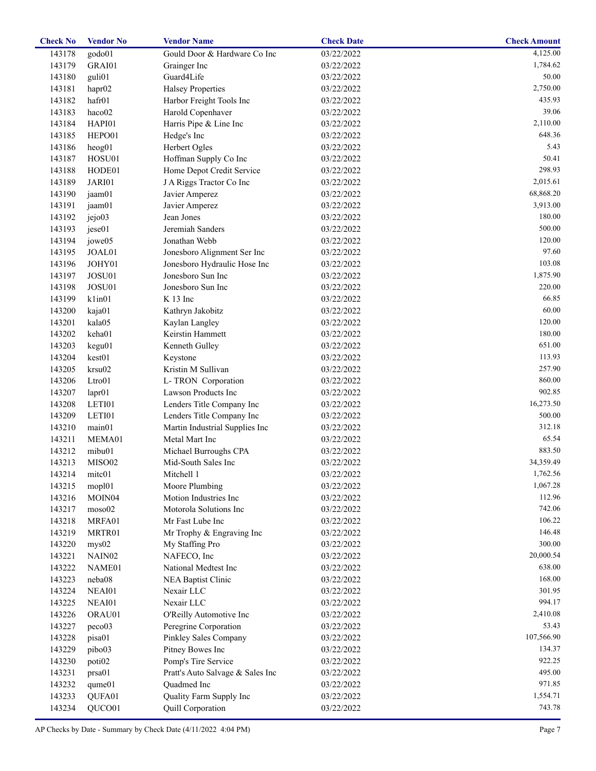| Check No | Vendor No | Vendor Name | Check Date | Check Amount |
|---|---|---|---|---|
| 143178 | godo01 | Gould Door & Hardware Co Inc | 03/22/2022 | 4,125.00 |
| 143179 | GRAI01 | Grainger Inc | 03/22/2022 | 1,784.62 |
| 143180 | guli01 | Guard4Life | 03/22/2022 | 50.00 |
| 143181 | hapr02 | Halsey Properties | 03/22/2022 | 2,750.00 |
| 143182 | hafr01 | Harbor Freight Tools Inc | 03/22/2022 | 435.93 |
| 143183 | haco02 | Harold Copenhaver | 03/22/2022 | 39.06 |
| 143184 | HAPI01 | Harris Pipe & Line Inc | 03/22/2022 | 2,110.00 |
| 143185 | HEPO01 | Hedge's Inc | 03/22/2022 | 648.36 |
| 143186 | heog01 | Herbert Ogles | 03/22/2022 | 5.43 |
| 143187 | HOSU01 | Hoffman Supply Co Inc | 03/22/2022 | 50.41 |
| 143188 | HODE01 | Home Depot Credit Service | 03/22/2022 | 298.93 |
| 143189 | JARI01 | J A Riggs Tractor Co Inc | 03/22/2022 | 2,015.61 |
| 143190 | jaam01 | Javier Amperez | 03/22/2022 | 68,868.20 |
| 143191 | jaam01 | Javier Amperez | 03/22/2022 | 3,913.00 |
| 143192 | jejo03 | Jean Jones | 03/22/2022 | 180.00 |
| 143193 | jese01 | Jeremiah Sanders | 03/22/2022 | 500.00 |
| 143194 | jowe05 | Jonathan Webb | 03/22/2022 | 120.00 |
| 143195 | JOAL01 | Jonesboro Alignment Ser Inc | 03/22/2022 | 97.60 |
| 143196 | JOHY01 | Jonesboro Hydraulic Hose Inc | 03/22/2022 | 103.08 |
| 143197 | JOSU01 | Jonesboro Sun Inc | 03/22/2022 | 1,875.90 |
| 143198 | JOSU01 | Jonesboro Sun Inc | 03/22/2022 | 220.00 |
| 143199 | k1in01 | K 13 Inc | 03/22/2022 | 66.85 |
| 143200 | kaja01 | Kathryn Jakobitz | 03/22/2022 | 60.00 |
| 143201 | kala05 | Kaylan Langley | 03/22/2022 | 120.00 |
| 143202 | keha01 | Keirstin Hammett | 03/22/2022 | 180.00 |
| 143203 | kegu01 | Kenneth Gulley | 03/22/2022 | 651.00 |
| 143204 | kest01 | Keystone | 03/22/2022 | 113.93 |
| 143205 | krsu02 | Kristin M Sullivan | 03/22/2022 | 257.90 |
| 143206 | Ltro01 | L- TRON Corporation | 03/22/2022 | 860.00 |
| 143207 | lapr01 | Lawson Products Inc | 03/22/2022 | 902.85 |
| 143208 | LETI01 | Lenders Title Company Inc | 03/22/2022 | 16,273.50 |
| 143209 | LETI01 | Lenders Title Company Inc | 03/22/2022 | 500.00 |
| 143210 | main01 | Martin Industrial Supplies Inc | 03/22/2022 | 312.18 |
| 143211 | MEMA01 | Metal Mart Inc | 03/22/2022 | 65.54 |
| 143212 | mibu01 | Michael Burroughs CPA | 03/22/2022 | 883.50 |
| 143213 | MISO02 | Mid-South Sales Inc | 03/22/2022 | 34,359.49 |
| 143214 | mitc01 | Mitchell 1 | 03/22/2022 | 1,762.56 |
| 143215 | mopl01 | Moore Plumbing | 03/22/2022 | 1,067.28 |
| 143216 | MOIN04 | Motion Industries Inc | 03/22/2022 | 112.96 |
| 143217 | moso02 | Motorola Solutions Inc | 03/22/2022 | 742.06 |
| 143218 | MRFA01 | Mr Fast Lube Inc | 03/22/2022 | 106.22 |
| 143219 | MRTR01 | Mr Trophy & Engraving Inc | 03/22/2022 | 146.48 |
| 143220 | mys02 | My Staffing Pro | 03/22/2022 | 300.00 |
| 143221 | NAIN02 | NAFECO, Inc | 03/22/2022 | 20,000.54 |
| 143222 | NAME01 | National Medtest Inc | 03/22/2022 | 638.00 |
| 143223 | neba08 | NEA Baptist Clinic | 03/22/2022 | 168.00 |
| 143224 | NEAI01 | Nexair LLC | 03/22/2022 | 301.95 |
| 143225 | NEAI01 | Nexair LLC | 03/22/2022 | 994.17 |
| 143226 | ORAU01 | O'Reilly Automotive Inc | 03/22/2022 | 2,410.08 |
| 143227 | peco03 | Peregrine Corporation | 03/22/2022 | 53.43 |
| 143228 | pisa01 | Pinkley Sales Company | 03/22/2022 | 107,566.90 |
| 143229 | pibo03 | Pitney Bowes Inc | 03/22/2022 | 134.37 |
| 143230 | poti02 | Pomp's Tire Service | 03/22/2022 | 922.25 |
| 143231 | prsa01 | Pratt's Auto Salvage & Sales Inc | 03/22/2022 | 495.00 |
| 143232 | qume01 | Quadmed Inc | 03/22/2022 | 971.85 |
| 143233 | QUFA01 | Quality Farm Supply Inc | 03/22/2022 | 1,554.71 |
| 143234 | QUCO01 | Quill Corporation | 03/22/2022 | 743.78 |

AP Checks by Date - Summary by Check Date (4/11/2022 4:04 PM)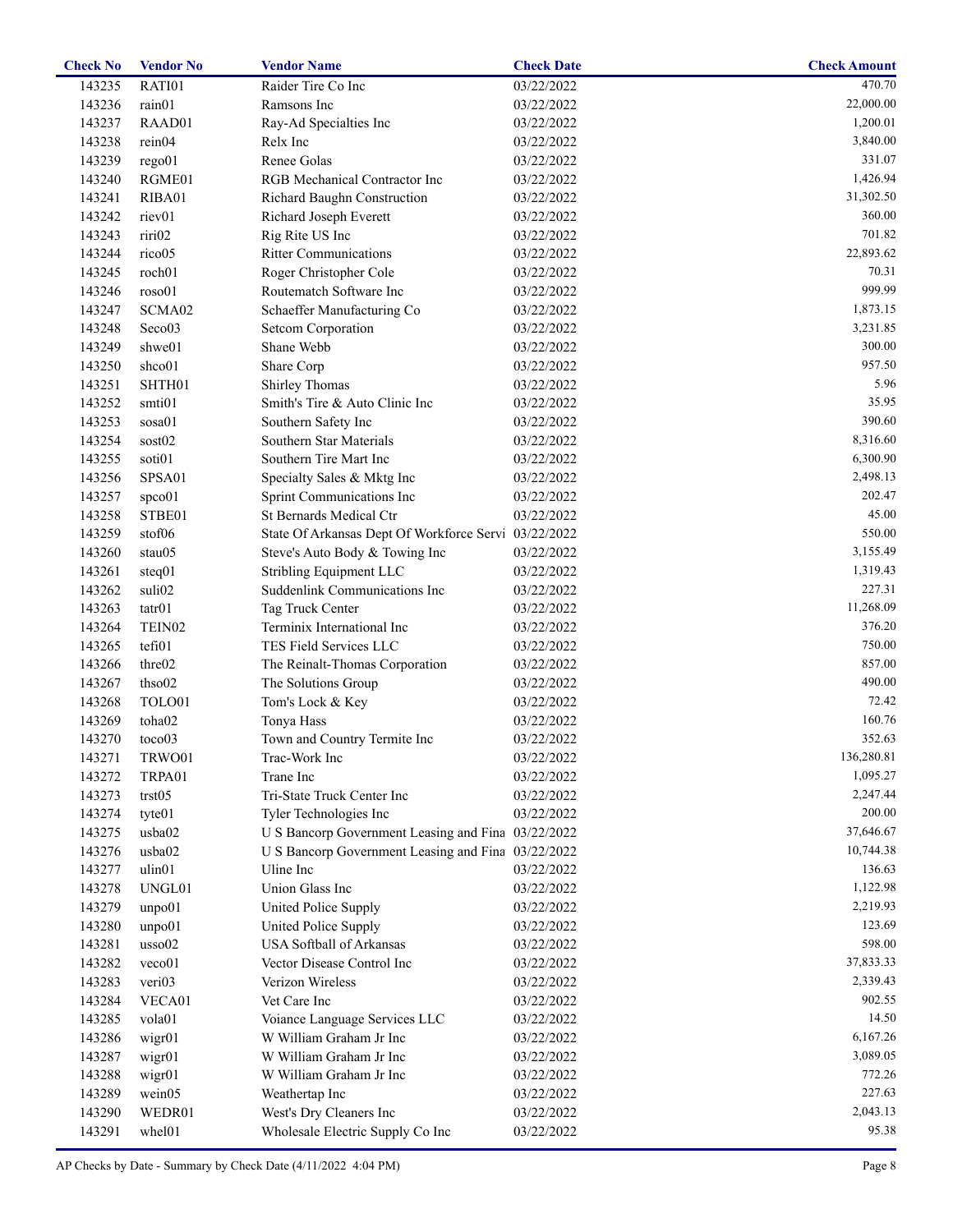| Check No | Vendor No | Vendor Name | Check Date | Check Amount |
|---|---|---|---|---|
| 143235 | RATI01 | Raider Tire Co Inc | 03/22/2022 | 470.70 |
| 143236 | rain01 | Ramsons Inc | 03/22/2022 | 22,000.00 |
| 143237 | RAAD01 | Ray-Ad Specialties Inc | 03/22/2022 | 1,200.01 |
| 143238 | rein04 | Relx Inc | 03/22/2022 | 3,840.00 |
| 143239 | rego01 | Renee Golas | 03/22/2022 | 331.07 |
| 143240 | RGME01 | RGB Mechanical Contractor Inc | 03/22/2022 | 1,426.94 |
| 143241 | RIBA01 | Richard Baughn Construction | 03/22/2022 | 31,302.50 |
| 143242 | riev01 | Richard Joseph Everett | 03/22/2022 | 360.00 |
| 143243 | riri02 | Rig Rite US Inc | 03/22/2022 | 701.82 |
| 143244 | rico05 | Ritter Communications | 03/22/2022 | 22,893.62 |
| 143245 | roch01 | Roger Christopher Cole | 03/22/2022 | 70.31 |
| 143246 | roso01 | Routematch Software Inc | 03/22/2022 | 999.99 |
| 143247 | SCMA02 | Schaeffer Manufacturing Co | 03/22/2022 | 1,873.15 |
| 143248 | Seco03 | Setcom Corporation | 03/22/2022 | 3,231.85 |
| 143249 | shwe01 | Shane Webb | 03/22/2022 | 300.00 |
| 143250 | shco01 | Share Corp | 03/22/2022 | 957.50 |
| 143251 | SHTH01 | Shirley Thomas | 03/22/2022 | 5.96 |
| 143252 | smti01 | Smith's Tire & Auto Clinic Inc | 03/22/2022 | 35.95 |
| 143253 | sosa01 | Southern Safety Inc | 03/22/2022 | 390.60 |
| 143254 | sost02 | Southern Star Materials | 03/22/2022 | 8,316.60 |
| 143255 | soti01 | Southern Tire Mart Inc | 03/22/2022 | 6,300.90 |
| 143256 | SPSA01 | Specialty Sales & Mktg Inc | 03/22/2022 | 2,498.13 |
| 143257 | spco01 | Sprint Communications Inc | 03/22/2022 | 202.47 |
| 143258 | STBE01 | St Bernards Medical Ctr | 03/22/2022 | 45.00 |
| 143259 | stof06 | State Of Arkansas Dept Of Workforce Servi | 03/22/2022 | 550.00 |
| 143260 | stau05 | Steve's Auto Body & Towing Inc | 03/22/2022 | 3,155.49 |
| 143261 | steq01 | Stribling Equipment LLC | 03/22/2022 | 1,319.43 |
| 143262 | suli02 | Suddenlink Communications Inc | 03/22/2022 | 227.31 |
| 143263 | tatr01 | Tag Truck Center | 03/22/2022 | 11,268.09 |
| 143264 | TEIN02 | Terminix International Inc | 03/22/2022 | 376.20 |
| 143265 | tefi01 | TES Field Services LLC | 03/22/2022 | 750.00 |
| 143266 | thre02 | The Reinalt-Thomas Corporation | 03/22/2022 | 857.00 |
| 143267 | thso02 | The Solutions Group | 03/22/2022 | 490.00 |
| 143268 | TOLO01 | Tom's Lock & Key | 03/22/2022 | 72.42 |
| 143269 | toha02 | Tonya Hass | 03/22/2022 | 160.76 |
| 143270 | toco03 | Town and Country Termite Inc | 03/22/2022 | 352.63 |
| 143271 | TRWO01 | Trac-Work Inc | 03/22/2022 | 136,280.81 |
| 143272 | TRPA01 | Trane Inc | 03/22/2022 | 1,095.27 |
| 143273 | trst05 | Tri-State Truck Center Inc | 03/22/2022 | 2,247.44 |
| 143274 | tyte01 | Tyler Technologies Inc | 03/22/2022 | 200.00 |
| 143275 | usba02 | U S Bancorp Government Leasing and Fina | 03/22/2022 | 37,646.67 |
| 143276 | usba02 | U S Bancorp Government Leasing and Fina | 03/22/2022 | 10,744.38 |
| 143277 | ulin01 | Uline Inc | 03/22/2022 | 136.63 |
| 143278 | UNGL01 | Union Glass Inc | 03/22/2022 | 1,122.98 |
| 143279 | unpo01 | United Police Supply | 03/22/2022 | 2,219.93 |
| 143280 | unpo01 | United Police Supply | 03/22/2022 | 123.69 |
| 143281 | usso02 | USA Softball of Arkansas | 03/22/2022 | 598.00 |
| 143282 | veco01 | Vector Disease Control Inc | 03/22/2022 | 37,833.33 |
| 143283 | veri03 | Verizon Wireless | 03/22/2022 | 2,339.43 |
| 143284 | VECA01 | Vet Care Inc | 03/22/2022 | 902.55 |
| 143285 | vola01 | Voiance Language Services LLC | 03/22/2022 | 14.50 |
| 143286 | wigr01 | W William Graham Jr Inc | 03/22/2022 | 6,167.26 |
| 143287 | wigr01 | W William Graham Jr Inc | 03/22/2022 | 3,089.05 |
| 143288 | wigr01 | W William Graham Jr Inc | 03/22/2022 | 772.26 |
| 143289 | wein05 | Weathertap Inc | 03/22/2022 | 227.63 |
| 143290 | WEDR01 | West's Dry Cleaners Inc | 03/22/2022 | 2,043.13 |
| 143291 | whel01 | Wholesale Electric Supply Co Inc | 03/22/2022 | 95.38 |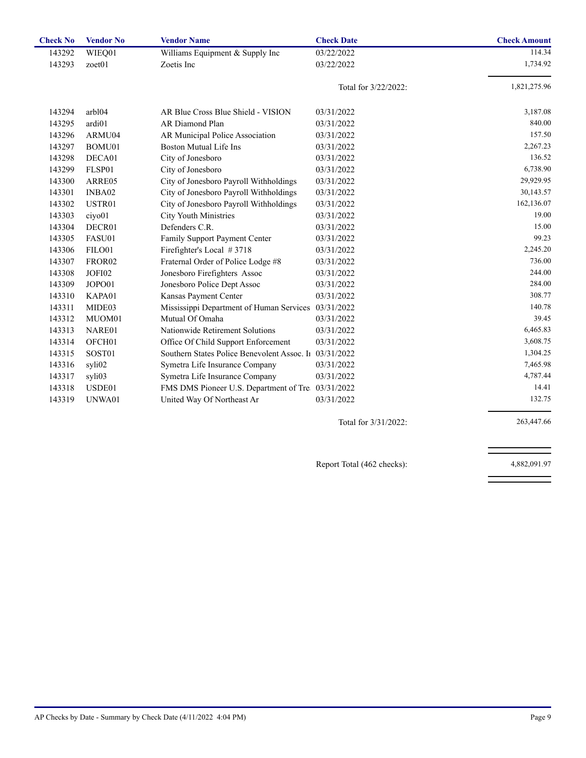| Check No | Vendor No | Vendor Name | Check Date | Check Amount |
|---|---|---|---|---|
| 143292 | WIEQ01 | Williams Equipment & Supply Inc | 03/22/2022 | 114.34 |
| 143293 | zoet01 | Zoetis Inc | 03/22/2022 | 1,734.92 |
| | | | Total for 3/22/2022: | 1,821,275.96 |
| 143294 | arbl04 | AR Blue Cross Blue Shield - VISION | 03/31/2022 | 3,187.08 |
| 143295 | ardi01 | AR Diamond Plan | 03/31/2022 | 840.00 |
| 143296 | ARMU04 | AR Municipal Police Association | 03/31/2022 | 157.50 |
| 143297 | BOMU01 | Boston Mutual Life Ins | 03/31/2022 | 2,267.23 |
| 143298 | DECA01 | City of Jonesboro | 03/31/2022 | 136.52 |
| 143299 | FLSP01 | City of Jonesboro | 03/31/2022 | 6,738.90 |
| 143300 | ARRE05 | City of Jonesboro Payroll Withholdings | 03/31/2022 | 29,929.95 |
| 143301 | INBA02 | City of Jonesboro Payroll Withholdings | 03/31/2022 | 30,143.57 |
| 143302 | USTR01 | City of Jonesboro Payroll Withholdings | 03/31/2022 | 162,136.07 |
| 143303 | ciyo01 | City Youth Ministries | 03/31/2022 | 19.00 |
| 143304 | DECR01 | Defenders C.R. | 03/31/2022 | 15.00 |
| 143305 | FASU01 | Family Support Payment Center | 03/31/2022 | 99.23 |
| 143306 | FILO01 | Firefighter's Local # 3718 | 03/31/2022 | 2,245.20 |
| 143307 | FROR02 | Fraternal Order of Police Lodge #8 | 03/31/2022 | 736.00 |
| 143308 | JOFI02 | Jonesboro Firefighters Assoc | 03/31/2022 | 244.00 |
| 143309 | JOPO01 | Jonesboro Police Dept Assoc | 03/31/2022 | 284.00 |
| 143310 | KAPA01 | Kansas Payment Center | 03/31/2022 | 308.77 |
| 143311 | MIDE03 | Mississippi Department of Human Services | 03/31/2022 | 140.78 |
| 143312 | MUOM01 | Mutual Of Omaha | 03/31/2022 | 39.45 |
| 143313 | NARE01 | Nationwide Retirement Solutions | 03/31/2022 | 6,465.83 |
| 143314 | OFCH01 | Office Of Child Support Enforcement | 03/31/2022 | 3,608.75 |
| 143315 | SOST01 | Southern States Police Benevolent Assoc. In | 03/31/2022 | 1,304.25 |
| 143316 | syli02 | Symetra Life Insurance Company | 03/31/2022 | 7,465.98 |
| 143317 | syli03 | Symetra Life Insurance Company | 03/31/2022 | 4,787.44 |
| 143318 | USDE01 | FMS DMS Pioneer U.S. Department of Tre | 03/31/2022 | 14.41 |
| 143319 | UNWA01 | United Way Of Northeast Ar | 03/31/2022 | 132.75 |
| | | | Total for 3/31/2022: | 263,447.66 |
| | | | Report Total (462 checks): | 4,882,091.97 |